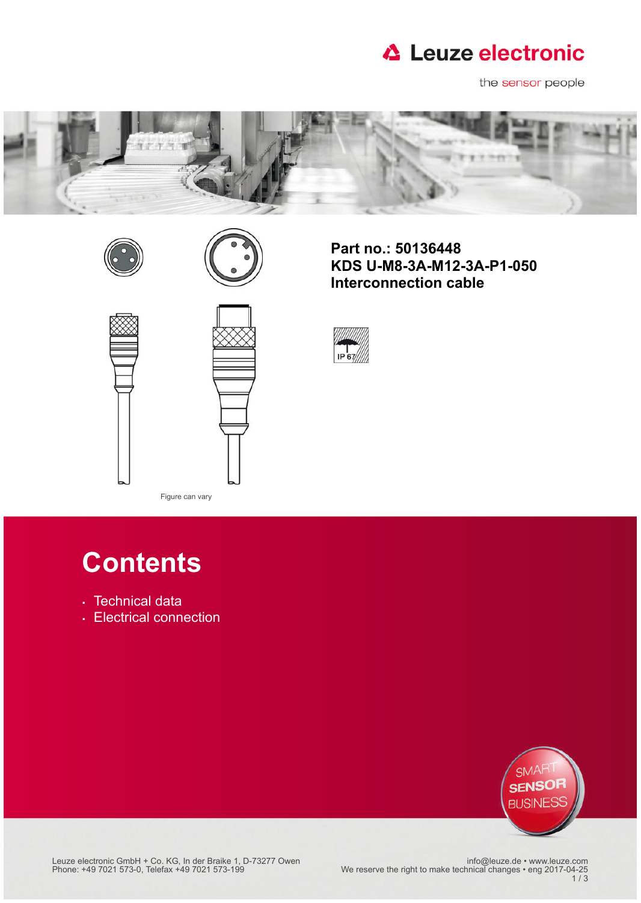**Part no.: 50136448**
**KDS U-M8-3A-M12-3A-P1-050**
**Interconnection cable**

IP 67

Figure can vary

# Contents

- Technical data
- Electrical connection

Leuze electronic GmbH + Co. KG, In der Braike 1, D-73277 Owen
Phone: +49 7021 573-0, Telefax +49 7021 573-199

info@leuze.de • www.leuze.com
We reserve the right to make technical changes • eng 2017-04-25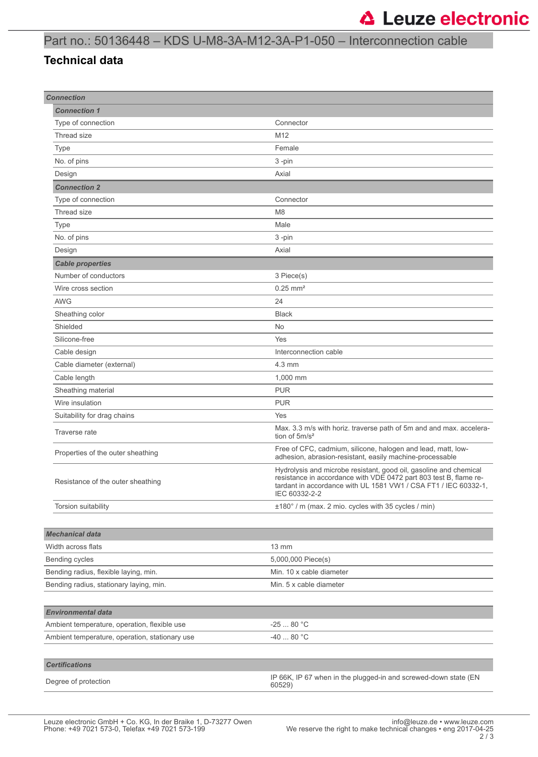# Part no.: 50136448 – KDS U-M8-3A-M12-3A-P1-050 – Interconnection cable

## Technical data

| **Connection** | |
|---|---|
| ***Connection 1*** | |
| Type of connection | Connector |
| Thread size | M12 |
| Type | Female |
| No. of pins | 3 -pin |
| Design | Axial |
| ***Connection 2*** | |
| Type of connection | Connector |
| Thread size | M8 |
| Type | Male |
| No. of pins | 3 -pin |
| Design | Axial |
| ***Cable properties*** | |
| Number of conductors | 3 Piece(s) |
| Wire cross section | 0.25 mm² |
| AWG | 24 |
| Sheathing color | Black |
| Shielded | No |
| Silicone-free | Yes |
| Cable design | Interconnection cable |
| Cable diameter (external) | 4.3 mm |
| Cable length | 1,000 mm |
| Sheathing material | PUR |
| Wire insulation | PUR |
| Suitability for drag chains | Yes |
| Traverse rate | Max. 3.3 m/s with horiz. traverse path of 5m and and max. acceleration of 5m/s² |
| Properties of the outer sheathing | Free of CFC, cadmium, silicone, halogen and lead, matt, low-adhesion, abrasion-resistant, easily machine-processable |
| Resistance of the outer sheathing | Hydrolysis and microbe resistant, good oil, gasoline and chemical resistance in accordance with VDE 0472 part 803 test B, flame retardant in accordance with UL 1581 VW1 / CSA FT1 / IEC 60332-1, IEC 60332-2-2 |
| Torsion suitability | ±180° / m (max. 2 mio. cycles with 35 cycles / min) |

| **Mechanical data** | |
|---|---|
| Width across flats | 13 mm |
| Bending cycles | 5,000,000 Piece(s) |
| Bending radius, flexible laying, min. | Min. 10 x cable diameter |
| Bending radius, stationary laying, min. | Min. 5 x cable diameter |

| **Environmental data** | |
|---|---|
| Ambient temperature, operation, flexible use | -25 ... 80 °C |
| Ambient temperature, operation, stationary use | -40 ... 80 °C |

| **Certifications** | |
|---|---|
| Degree of protection | IP 66K, IP 67 when in the plugged-in and screwed-down state (EN 60529) |

Leuze electronic GmbH + Co. KG, In der Braike 1, D-73277 Owen
Phone: +49 7021 573-0, Telefax +49 7021 573-199

info@leuze.de • www.leuze.com
We reserve the right to make technical changes • eng 2017-04-25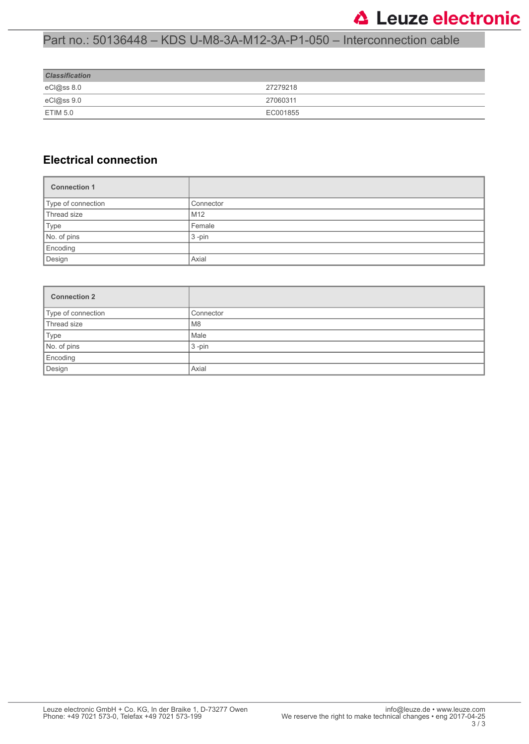Part no.: 50136448 – KDS U-M8-3A-M12-3A-P1-050 – Interconnection cable

| *Classification* | |
|---|---|
| eCl@ss 8.0 | 27279218 |
| eCl@ss 9.0 | 27060311 |
| ETIM 5.0 | EC001855 |

## Electrical connection

| **Connection 1** | |
|---|---|
| Type of connection | Connector |
| Thread size | M12 |
| Type | Female |
| No. of pins | 3 -pin |
| Encoding | |
| Design | Axial |

| **Connection 2** | |
|---|---|
| Type of connection | Connector |
| Thread size | M8 |
| Type | Male |
| No. of pins | 3 -pin |
| Encoding | |
| Design | Axial |